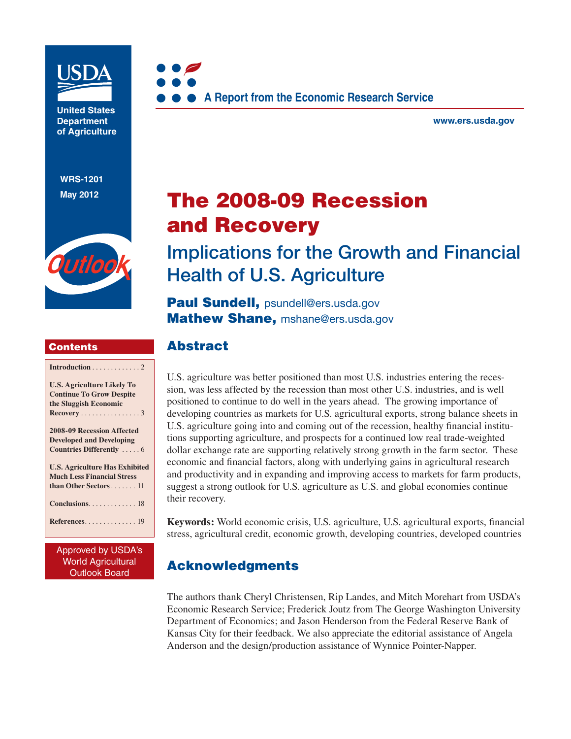United States Department of Agriculture

**A Report from the Economic Research Service**

www.ers.usda.gov

WRS-1201
May 2012

Outlook

# The 2008-09 Recession and Recovery

## Implications for the Growth and Financial Health of U.S. Agriculture

**Paul Sundell,** psundell@ers.usda.gov
**Mathew Shane,** mshane@ers.usda.gov

### Contents

**Introduction** . . . . . . . . . . . . . 2

**U.S. Agriculture Likely To Continue To Grow Despite the Sluggish Economic Recovery** . . . . . . . . . . . . . . . . 3

**2008-09 Recession Affected Developed and Developing Countries Differently** . . . . . 6

**U.S. Agriculture Has Exhibited Much Less Financial Stress than Other Sectors** . . . . . . . 11

**Conclusions**. . . . . . . . . . . . . 18

**References**. . . . . . . . . . . . . . 19

Approved by USDA's World Agricultural Outlook Board

## Abstract

U.S. agriculture was better positioned than most U.S. industries entering the recession, was less affected by the recession than most other U.S. industries, and is well positioned to continue to do well in the years ahead. The growing importance of developing countries as markets for U.S. agricultural exports, strong balance sheets in U.S. agriculture going into and coming out of the recession, healthy financial institutions supporting agriculture, and prospects for a continued low real trade-weighted dollar exchange rate are supporting relatively strong growth in the farm sector. These economic and financial factors, along with underlying gains in agricultural research and productivity and in expanding and improving access to markets for farm products, suggest a strong outlook for U.S. agriculture as U.S. and global economies continue their recovery.

**Keywords:** World economic crisis, U.S. agriculture, U.S. agricultural exports, financial stress, agricultural credit, economic growth, developing countries, developed countries

## Acknowledgments

The authors thank Cheryl Christensen, Rip Landes, and Mitch Morehart from USDA's Economic Research Service; Frederick Joutz from The George Washington University Department of Economics; and Jason Henderson from the Federal Reserve Bank of Kansas City for their feedback. We also appreciate the editorial assistance of Angela Anderson and the design/production assistance of Wynnice Pointer-Napper.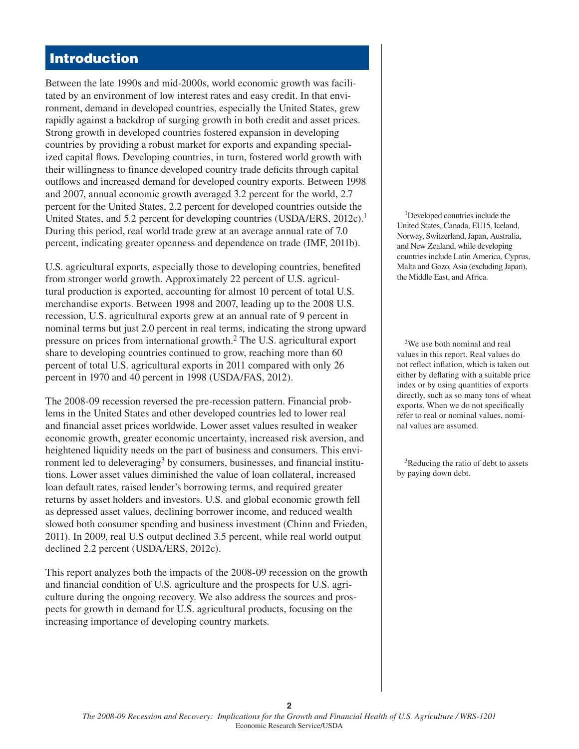# Introduction

Between the late 1990s and mid-2000s, world economic growth was facilitated by an environment of low interest rates and easy credit. In that environment, demand in developed countries, especially the United States, grew rapidly against a backdrop of surging growth in both credit and asset prices. Strong growth in developed countries fostered expansion in developing countries by providing a robust market for exports and expanding specialized capital flows. Developing countries, in turn, fostered world growth with their willingness to finance developed country trade deficits through capital outflows and increased demand for developed country exports. Between 1998 and 2007, annual economic growth averaged 3.2 percent for the world, 2.7 percent for the United States, 2.2 percent for developed countries outside the United States, and 5.2 percent for developing countries (USDA/ERS, 2012c).[1] During this period, real world trade grew at an average annual rate of 7.0 percent, indicating greater openness and dependence on trade (IMF, 2011b).

[1]Developed countries include the United States, Canada, EU15, Iceland, Norway, Switzerland, Japan, Australia, and New Zealand, while developing countries include Latin America, Cyprus, Malta and Gozo, Asia (excluding Japan), the Middle East, and Africa.

U.S. agricultural exports, especially those to developing countries, benefited from stronger world growth. Approximately 22 percent of U.S. agricultural production is exported, accounting for almost 10 percent of total U.S. merchandise exports. Between 1998 and 2007, leading up to the 2008 U.S. recession, U.S. agricultural exports grew at an annual rate of 9 percent in nominal terms but just 2.0 percent in real terms, indicating the strong upward pressure on prices from international growth.[2] The U.S. agricultural export share to developing countries continued to grow, reaching more than 60 percent of total U.S. agricultural exports in 2011 compared with only 26 percent in 1970 and 40 percent in 1998 (USDA/FAS, 2012).

[2]We use both nominal and real values in this report. Real values do not reflect inflation, which is taken out either by deflating with a suitable price index or by using quantities of exports directly, such as so many tons of wheat exports. When we do not specifically refer to real or nominal values, nominal values are assumed.

The 2008-09 recession reversed the pre-recession pattern. Financial problems in the United States and other developed countries led to lower real and financial asset prices worldwide. Lower asset values resulted in weaker economic growth, greater economic uncertainty, increased risk aversion, and heightened liquidity needs on the part of business and consumers. This environment led to deleveraging[3] by consumers, businesses, and financial institutions. Lower asset values diminished the value of loan collateral, increased loan default rates, raised lender's borrowing terms, and required greater returns by asset holders and investors. U.S. and global economic growth fell as depressed asset values, declining borrower income, and reduced wealth slowed both consumer spending and business investment (Chinn and Frieden, 2011). In 2009, real U.S output declined 3.5 percent, while real world output declined 2.2 percent (USDA/ERS, 2012c).

[3]Reducing the ratio of debt to assets by paying down debt.

This report analyzes both the impacts of the 2008-09 recession on the growth and financial condition of U.S. agriculture and the prospects for U.S. agriculture during the ongoing recovery. We also address the sources and prospects for growth in demand for U.S. agricultural products, focusing on the increasing importance of developing country markets.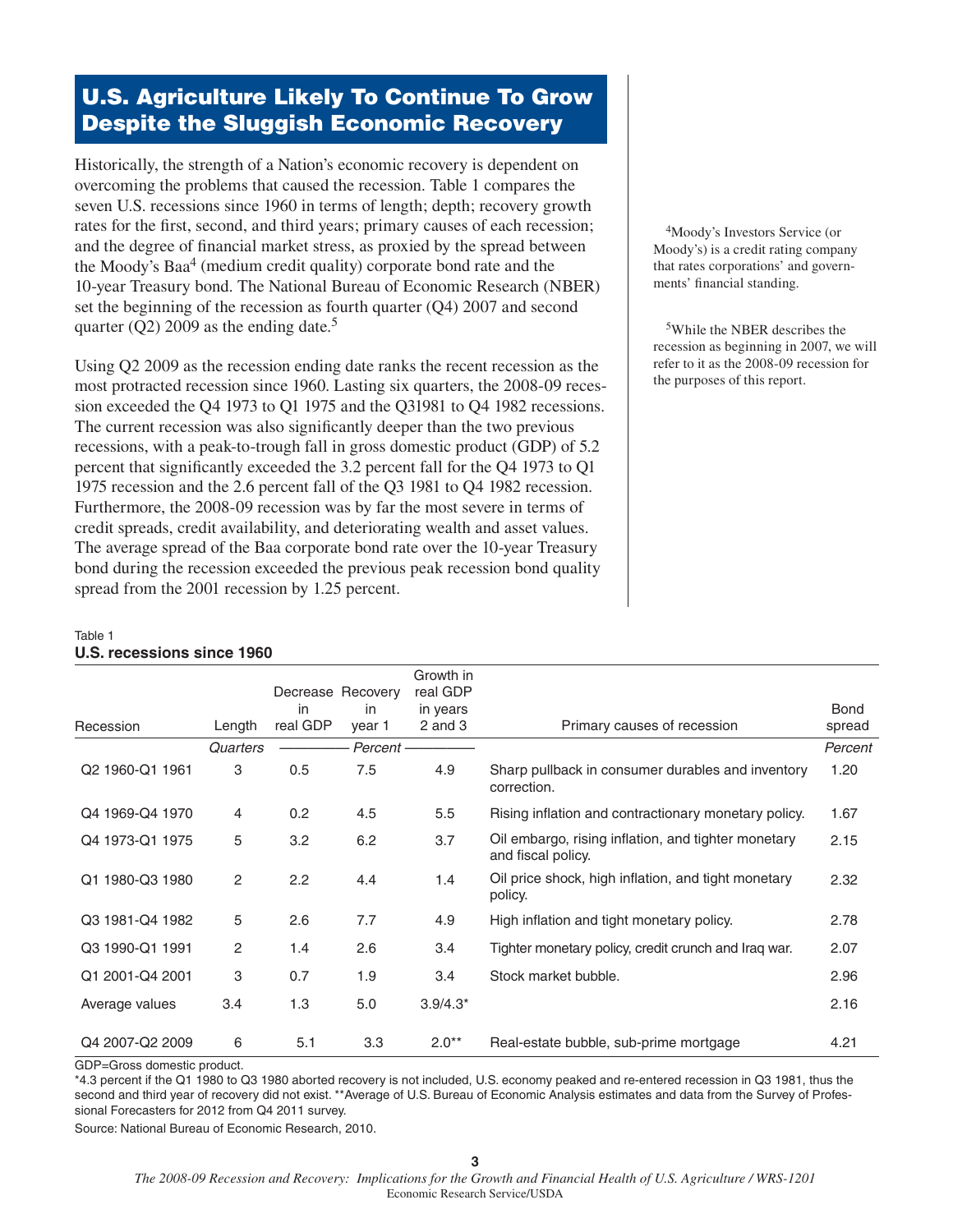## U.S. Agriculture Likely To Continue To Grow Despite the Sluggish Economic Recovery

Historically, the strength of a Nation's economic recovery is dependent on overcoming the problems that caused the recession. Table 1 compares the seven U.S. recessions since 1960 in terms of length; depth; recovery growth rates for the first, second, and third years; primary causes of each recession; and the degree of financial market stress, as proxied by the spread between the Moody's Baa[4] (medium credit quality) corporate bond rate and the 10-year Treasury bond. The National Bureau of Economic Research (NBER) set the beginning of the recession as fourth quarter (Q4) 2007 and second quarter (Q2) 2009 as the ending date.[5]

Using Q2 2009 as the recession ending date ranks the recent recession as the most protracted recession since 1960. Lasting six quarters, the 2008-09 recession exceeded the Q4 1973 to Q1 1975 and the Q31981 to Q4 1982 recessions. The current recession was also significantly deeper than the two previous recessions, with a peak-to-trough fall in gross domestic product (GDP) of 5.2 percent that significantly exceeded the 3.2 percent fall for the Q4 1973 to Q1 1975 recession and the 2.6 percent fall of the Q3 1981 to Q4 1982 recession. Furthermore, the 2008-09 recession was by far the most severe in terms of credit spreads, credit availability, and deteriorating wealth and asset values. The average spread of the Baa corporate bond rate over the 10-year Treasury bond during the recession exceeded the previous peak recession bond quality spread from the 2001 recession by 1.25 percent.

[4]Moody's Investors Service (or Moody's) is a credit rating company that rates corporations' and governments' financial standing.

[5]While the NBER describes the recession as beginning in 2007, we will refer to it as the 2008-09 recession for the purposes of this report.

Table 1
**U.S. recessions since 1960**

| Recession | Length | Decrease in real GDP | Recovery in year 1 | Growth in real GDP in years 2 and 3 | Primary causes of recession | Bond spread |
|---|---|---|---|---|---|---|
| | *Quarters* | *Percent* | | | | *Percent* |
| Q2 1960-Q1 1961 | 3 | 0.5 | 7.5 | 4.9 | Sharp pullback in consumer durables and inventory correction. | 1.20 |
| Q4 1969-Q4 1970 | 4 | 0.2 | 4.5 | 5.5 | Rising inflation and contractionary monetary policy. | 1.67 |
| Q4 1973-Q1 1975 | 5 | 3.2 | 6.2 | 3.7 | Oil embargo, rising inflation, and tighter monetary and fiscal policy. | 2.15 |
| Q1 1980-Q3 1980 | 2 | 2.2 | 4.4 | 1.4 | Oil price shock, high inflation, and tight monetary policy. | 2.32 |
| Q3 1981-Q4 1982 | 5 | 2.6 | 7.7 | 4.9 | High inflation and tight monetary policy. | 2.78 |
| Q3 1990-Q1 1991 | 2 | 1.4 | 2.6 | 3.4 | Tighter monetary policy, credit crunch and Iraq war. | 2.07 |
| Q1 2001-Q4 2001 | 3 | 0.7 | 1.9 | 3.4 | Stock market bubble. | 2.96 |
| Average values | 3.4 | 1.3 | 5.0 | 3.9/4.3* | | 2.16 |
| Q4 2007-Q2 2009 | 6 | 5.1 | 3.3 | 2.0** | Real-estate bubble, sub-prime mortgage | 4.21 |

GDP=Gross domestic product.
*4.3 percent if the Q1 1980 to Q3 1980 aborted recovery is not included, U.S. economy peaked and re-entered recession in Q3 1981, thus the second and third year of recovery did not exist. **Average of U.S. Bureau of Economic Analysis estimates and data from the Survey of Professional Forecasters for 2012 from Q4 2011 survey.
Source: National Bureau of Economic Research, 2010.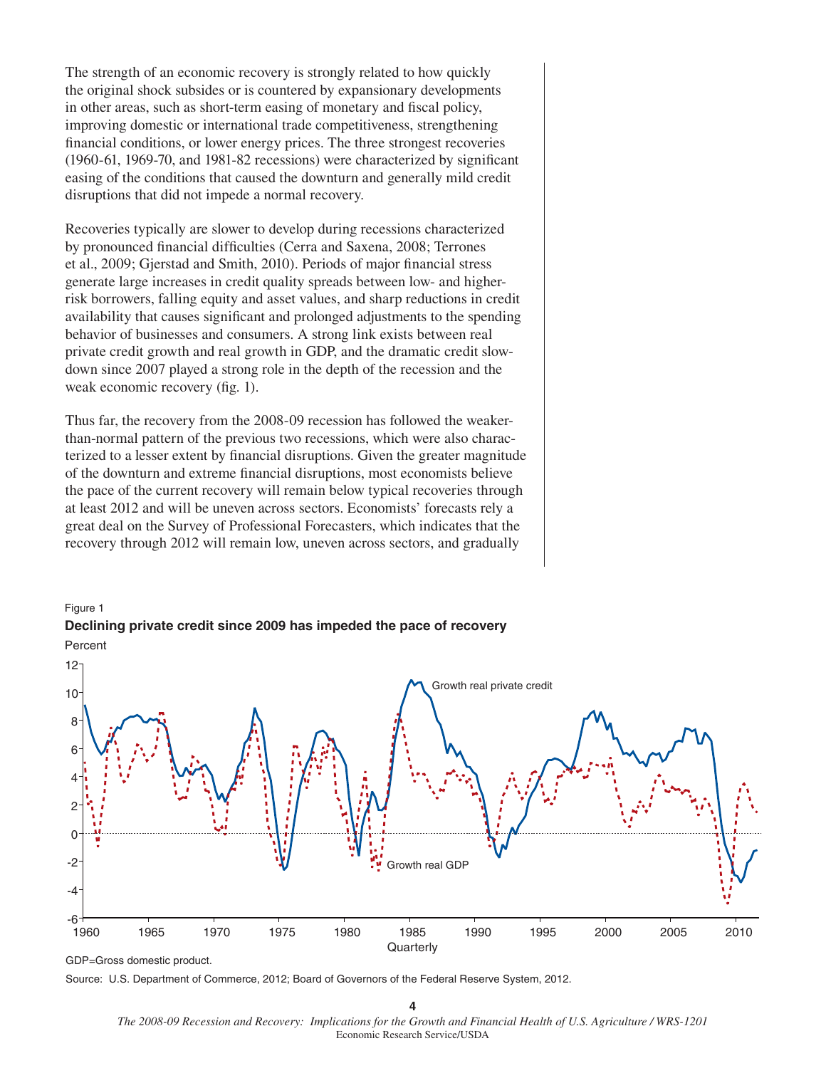The strength of an economic recovery is strongly related to how quickly the original shock subsides or is countered by expansionary developments in other areas, such as short-term easing of monetary and fiscal policy, improving domestic or international trade competitiveness, strengthening financial conditions, or lower energy prices. The three strongest recoveries (1960-61, 1969-70, and 1981-82 recessions) were characterized by significant easing of the conditions that caused the downturn and generally mild credit disruptions that did not impede a normal recovery.

Recoveries typically are slower to develop during recessions characterized by pronounced financial difficulties (Cerra and Saxena, 2008; Terrones et al., 2009; Gjerstad and Smith, 2010). Periods of major financial stress generate large increases in credit quality spreads between low- and higher-risk borrowers, falling equity and asset values, and sharp reductions in credit availability that causes significant and prolonged adjustments to the spending behavior of businesses and consumers. A strong link exists between real private credit growth and real growth in GDP, and the dramatic credit slowdown since 2007 played a strong role in the depth of the recession and the weak economic recovery (fig. 1).

Thus far, the recovery from the 2008-09 recession has followed the weaker-than-normal pattern of the previous two recessions, which were also characterized to a lesser extent by financial disruptions. Given the greater magnitude of the downturn and extreme financial disruptions, most economists believe the pace of the current recovery will remain below typical recoveries through at least 2012 and will be uneven across sectors. Economists' forecasts rely a great deal on the Survey of Professional Forecasters, which indicates that the recovery through 2012 will remain low, uneven across sectors, and gradually

Figure 1

**Declining private credit since 2009 has impeded the pace of recovery**

GDP=Gross domestic product.

Source: U.S. Department of Commerce, 2012; Board of Governors of the Federal Reserve System, 2012.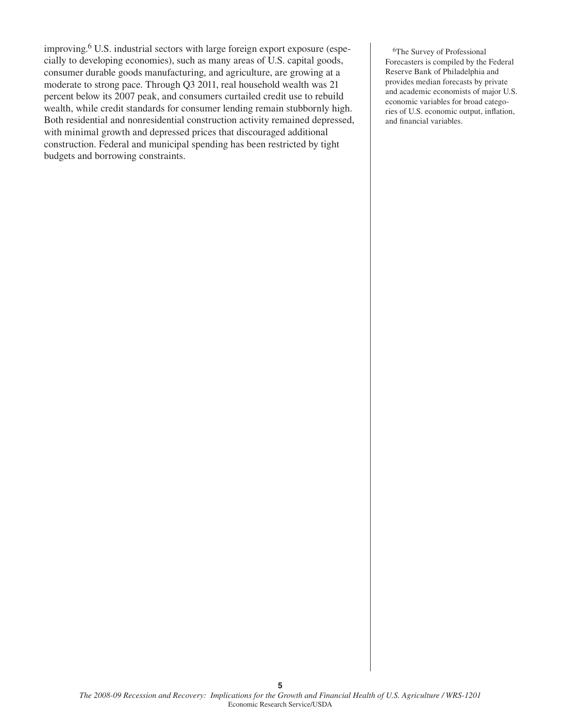improving.[6] U.S. industrial sectors with large foreign export exposure (especially to developing economies), such as many areas of U.S. capital goods, consumer durable goods manufacturing, and agriculture, are growing at a moderate to strong pace. Through Q3 2011, real household wealth was 21 percent below its 2007 peak, and consumers curtailed credit use to rebuild wealth, while credit standards for consumer lending remain stubbornly high. Both residential and nonresidential construction activity remained depressed, with minimal growth and depressed prices that discouraged additional construction. Federal and municipal spending has been restricted by tight budgets and borrowing constraints.

[6]The Survey of Professional Forecasters is compiled by the Federal Reserve Bank of Philadelphia and provides median forecasts by private and academic economists of major U.S. economic variables for broad categories of U.S. economic output, inflation, and financial variables.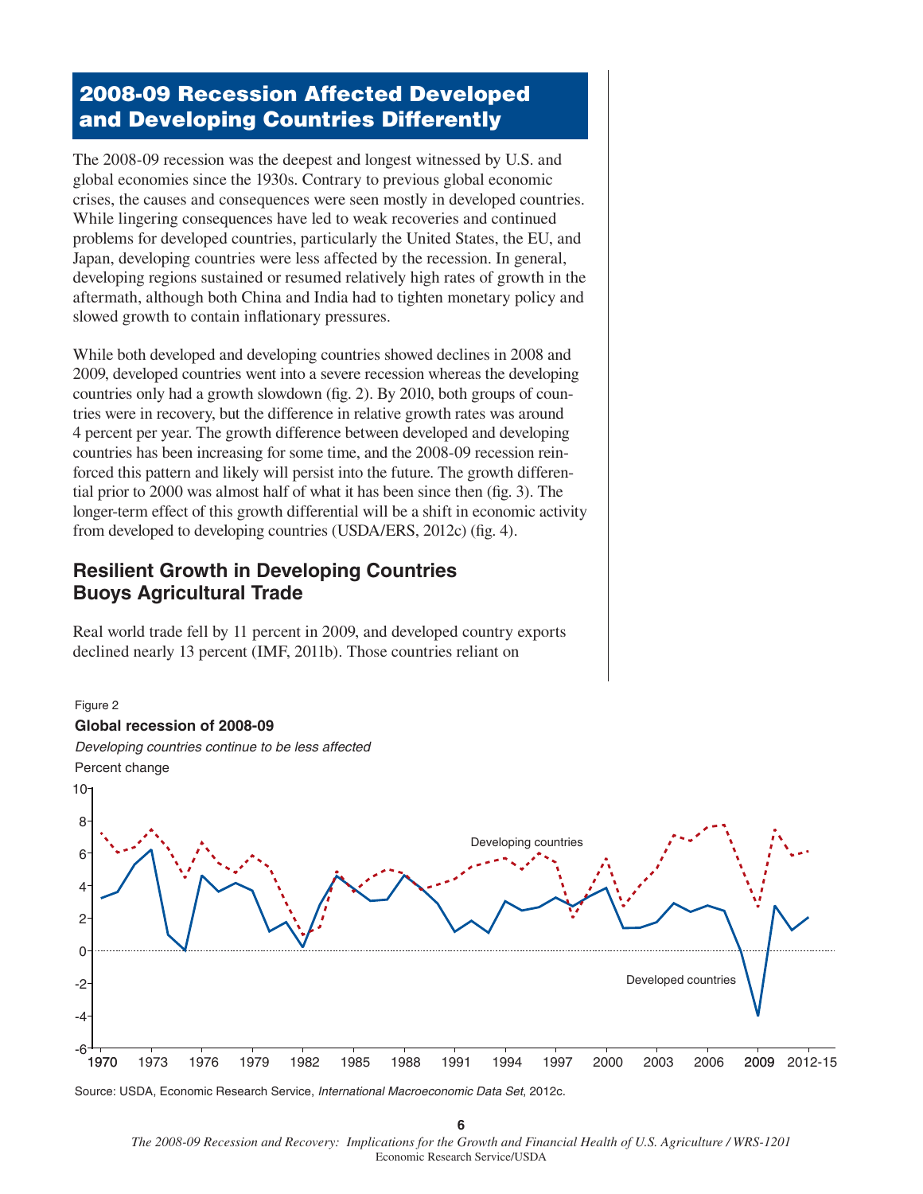## 2008-09 Recession Affected Developed and Developing Countries Differently

The 2008-09 recession was the deepest and longest witnessed by U.S. and global economies since the 1930s. Contrary to previous global economic crises, the causes and consequences were seen mostly in developed countries. While lingering consequences have led to weak recoveries and continued problems for developed countries, particularly the United States, the EU, and Japan, developing countries were less affected by the recession. In general, developing regions sustained or resumed relatively high rates of growth in the aftermath, although both China and India had to tighten monetary policy and slowed growth to contain inflationary pressures.

While both developed and developing countries showed declines in 2008 and 2009, developed countries went into a severe recession whereas the developing countries only had a growth slowdown (fig. 2). By 2010, both groups of countries were in recovery, but the difference in relative growth rates was around 4 percent per year. The growth difference between developed and developing countries has been increasing for some time, and the 2008-09 recession reinforced this pattern and likely will persist into the future. The growth differential prior to 2000 was almost half of what it has been since then (fig. 3). The longer-term effect of this growth differential will be a shift in economic activity from developed to developing countries (USDA/ERS, 2012c) (fig. 4).

### Resilient Growth in Developing Countries Buoys Agricultural Trade

Real world trade fell by 11 percent in 2009, and developed country exports declined nearly 13 percent (IMF, 2011b). Those countries reliant on

Figure 2

**Global recession of 2008-09**

*Developing countries continue to be less affected*

Source: USDA, Economic Research Service, *International Macroeconomic Data Set*, 2012c.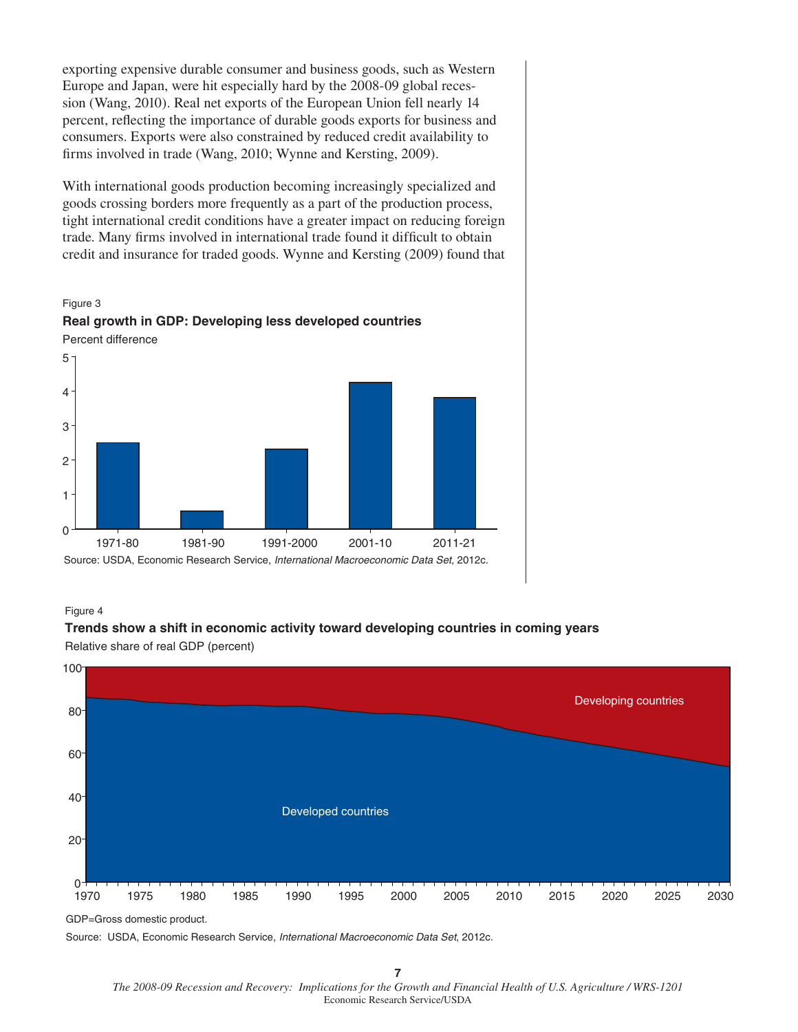exporting expensive durable consumer and business goods, such as Western Europe and Japan, were hit especially hard by the 2008-09 global recession (Wang, 2010). Real net exports of the European Union fell nearly 14 percent, reflecting the importance of durable goods exports for business and consumers. Exports were also constrained by reduced credit availability to firms involved in trade (Wang, 2010; Wynne and Kersting, 2009).

With international goods production becoming increasingly specialized and goods crossing borders more frequently as a part of the production process, tight international credit conditions have a greater impact on reducing foreign trade. Many firms involved in international trade found it difficult to obtain credit and insurance for traded goods. Wynne and Kersting (2009) found that

Figure 3

**Real growth in GDP: Developing less developed countries**

Percent difference

Source: USDA, Economic Research Service, *International Macroeconomic Data Set*, 2012c.

Figure 4

**Trends show a shift in economic activity toward developing countries in coming years**

Relative share of real GDP (percent)

GDP=Gross domestic product.

Source: USDA, Economic Research Service, *International Macroeconomic Data Set*, 2012c.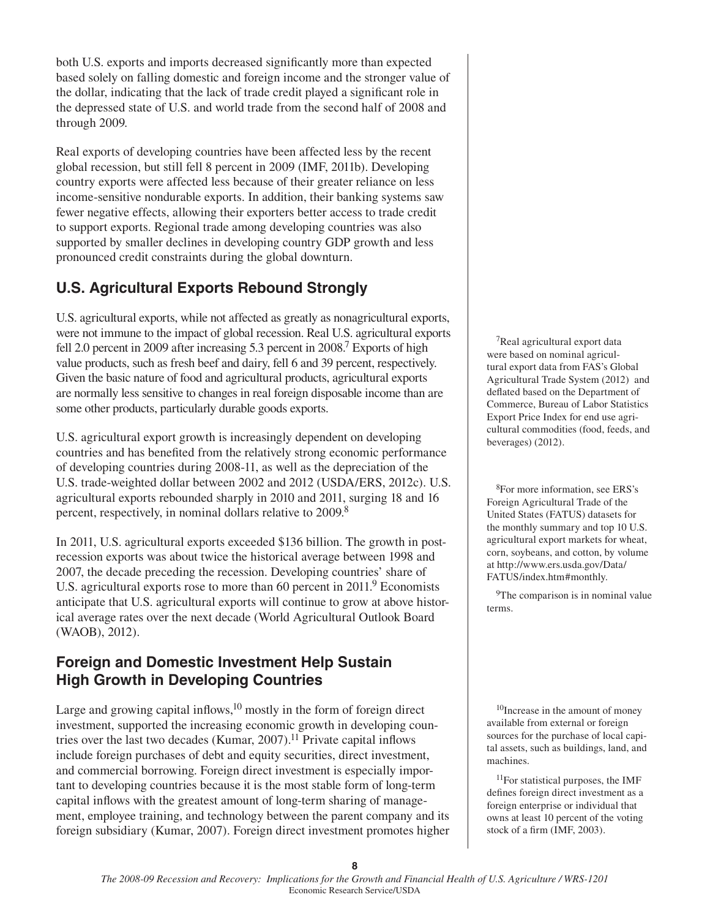both U.S. exports and imports decreased significantly more than expected based solely on falling domestic and foreign income and the stronger value of the dollar, indicating that the lack of trade credit played a significant role in the depressed state of U.S. and world trade from the second half of 2008 and through 2009.

Real exports of developing countries have been affected less by the recent global recession, but still fell 8 percent in 2009 (IMF, 2011b). Developing country exports were affected less because of their greater reliance on less income-sensitive nondurable exports. In addition, their banking systems saw fewer negative effects, allowing their exporters better access to trade credit to support exports. Regional trade among developing countries was also supported by smaller declines in developing country GDP growth and less pronounced credit constraints during the global downturn.

## U.S. Agricultural Exports Rebound Strongly

U.S. agricultural exports, while not affected as greatly as nonagricultural exports, were not immune to the impact of global recession. Real U.S. agricultural exports fell 2.0 percent in 2009 after increasing 5.3 percent in 2008.[7] Exports of high value products, such as fresh beef and dairy, fell 6 and 39 percent, respectively. Given the basic nature of food and agricultural products, agricultural exports are normally less sensitive to changes in real foreign disposable income than are some other products, particularly durable goods exports.

U.S. agricultural export growth is increasingly dependent on developing countries and has benefited from the relatively strong economic performance of developing countries during 2008-11, as well as the depreciation of the U.S. trade-weighted dollar between 2002 and 2012 (USDA/ERS, 2012c). U.S. agricultural exports rebounded sharply in 2010 and 2011, surging 18 and 16 percent, respectively, in nominal dollars relative to 2009.[8]

In 2011, U.S. agricultural exports exceeded $136 billion. The growth in post-recession exports was about twice the historical average between 1998 and 2007, the decade preceding the recession. Developing countries' share of U.S. agricultural exports rose to more than 60 percent in 2011.[9] Economists anticipate that U.S. agricultural exports will continue to grow at above historical average rates over the next decade (World Agricultural Outlook Board (WAOB), 2012).

## Foreign and Domestic Investment Help Sustain High Growth in Developing Countries

Large and growing capital inflows,[10] mostly in the form of foreign direct investment, supported the increasing economic growth in developing countries over the last two decades (Kumar, 2007).[11] Private capital inflows include foreign purchases of debt and equity securities, direct investment, and commercial borrowing. Foreign direct investment is especially important to developing countries because it is the most stable form of long-term capital inflows with the greatest amount of long-term sharing of management, employee training, and technology between the parent company and its foreign subsidiary (Kumar, 2007). Foreign direct investment promotes higher

[7]Real agricultural export data were based on nominal agricultural export data from FAS's Global Agricultural Trade System (2012) and deflated based on the Department of Commerce, Bureau of Labor Statistics Export Price Index for end use agricultural commodities (food, feeds, and beverages) (2012).

[8]For more information, see ERS's Foreign Agricultural Trade of the United States (FATUS) datasets for the monthly summary and top 10 U.S. agricultural export markets for wheat, corn, soybeans, and cotton, by volume at http://www.ers.usda.gov/Data/FATUS/index.htm#monthly.

[9]The comparison is in nominal value terms.

[10]Increase in the amount of money available from external or foreign sources for the purchase of local capital assets, such as buildings, land, and machines.

[11]For statistical purposes, the IMF defines foreign direct investment as a foreign enterprise or individual that owns at least 10 percent of the voting stock of a firm (IMF, 2003).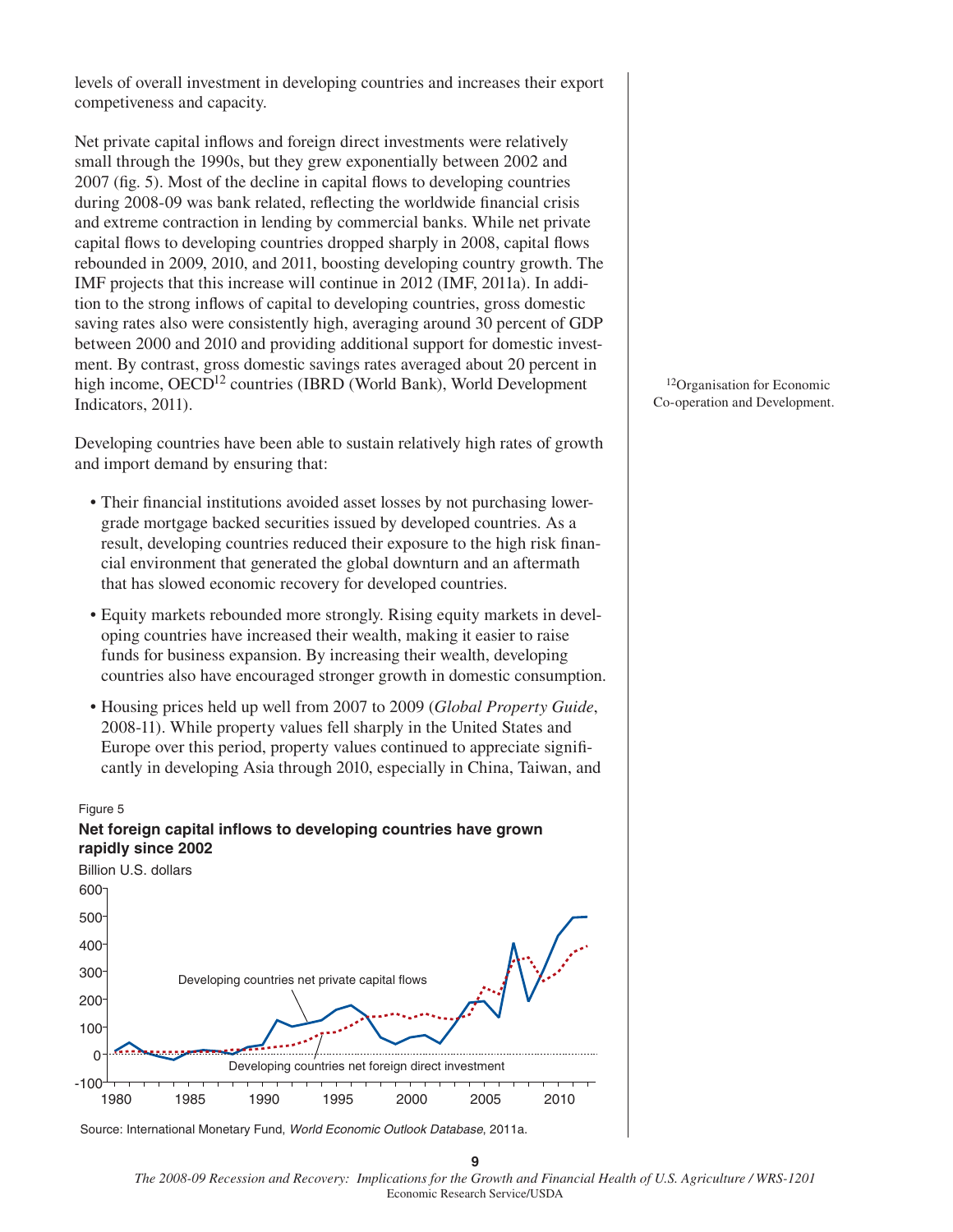levels of overall investment in developing countries and increases their export competiveness and capacity.

Net private capital inflows and foreign direct investments were relatively small through the 1990s, but they grew exponentially between 2002 and 2007 (fig. 5). Most of the decline in capital flows to developing countries during 2008-09 was bank related, reflecting the worldwide financial crisis and extreme contraction in lending by commercial banks. While net private capital flows to developing countries dropped sharply in 2008, capital flows rebounded in 2009, 2010, and 2011, boosting developing country growth. The IMF projects that this increase will continue in 2012 (IMF, 2011a). In addition to the strong inflows of capital to developing countries, gross domestic saving rates also were consistently high, averaging around 30 percent of GDP between 2000 and 2010 and providing additional support for domestic investment. By contrast, gross domestic savings rates averaged about 20 percent in high income, OECD[12] countries (IBRD (World Bank), World Development Indicators, 2011).

[12]Organisation for Economic Co-operation and Development.

Developing countries have been able to sustain relatively high rates of growth and import demand by ensuring that:

- Their financial institutions avoided asset losses by not purchasing lower-grade mortgage backed securities issued by developed countries. As a result, developing countries reduced their exposure to the high risk financial environment that generated the global downturn and an aftermath that has slowed economic recovery for developed countries.
- Equity markets rebounded more strongly. Rising equity markets in developing countries have increased their wealth, making it easier to raise funds for business expansion. By increasing their wealth, developing countries also have encouraged stronger growth in domestic consumption.
- Housing prices held up well from 2007 to 2009 (*Global Property Guide*, 2008-11). While property values fell sharply in the United States and Europe over this period, property values continued to appreciate significantly in developing Asia through 2010, especially in China, Taiwan, and

Figure 5

**Net foreign capital inflows to developing countries have grown rapidly since 2002**

Billion U.S. dollars

Developing countries net private capital flows

Developing countries net foreign direct investment

Source: International Monetary Fund, *World Economic Outlook Database*, 2011a.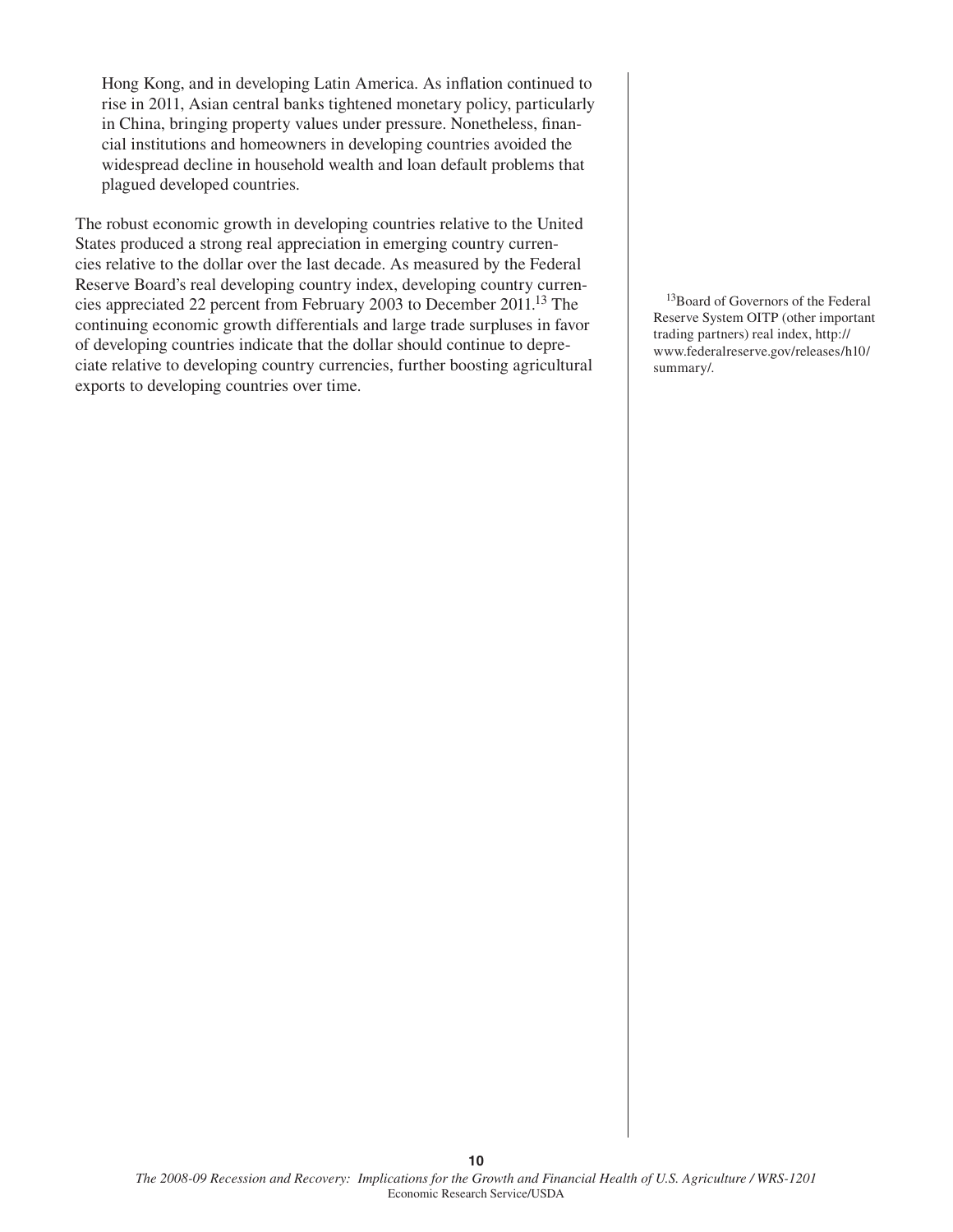Hong Kong, and in developing Latin America. As inflation continued to rise in 2011, Asian central banks tightened monetary policy, particularly in China, bringing property values under pressure. Nonetheless, financial institutions and homeowners in developing countries avoided the widespread decline in household wealth and loan default problems that plagued developed countries.

The robust economic growth in developing countries relative to the United States produced a strong real appreciation in emerging country currencies relative to the dollar over the last decade. As measured by the Federal Reserve Board's real developing country index, developing country currencies appreciated 22 percent from February 2003 to December 2011.[13] The continuing economic growth differentials and large trade surpluses in favor of developing countries indicate that the dollar should continue to depreciate relative to developing country currencies, further boosting agricultural exports to developing countries over time.

[13]Board of Governors of the Federal Reserve System OITP (other important trading partners) real index, http://www.federalreserve.gov/releases/h10/summary/.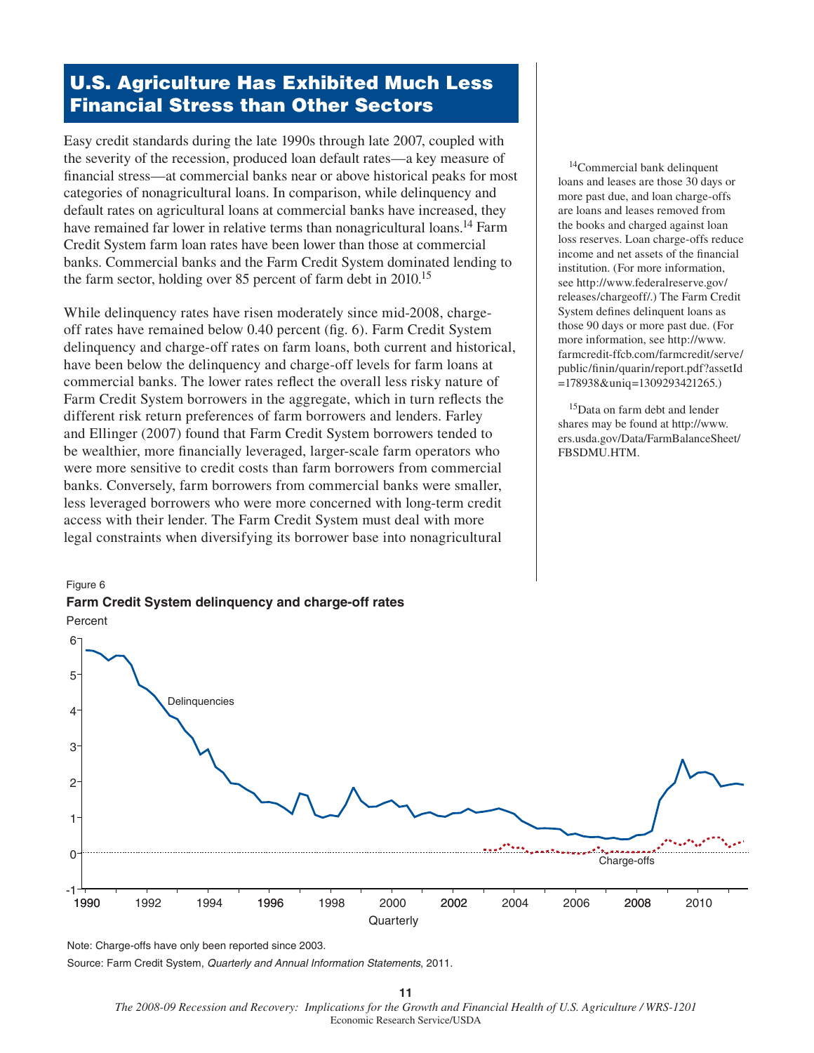## U.S. Agriculture Has Exhibited Much Less Financial Stress than Other Sectors

Easy credit standards during the late 1990s through late 2007, coupled with the severity of the recession, produced loan default rates—a key measure of financial stress—at commercial banks near or above historical peaks for most categories of nonagricultural loans. In comparison, while delinquency and default rates on agricultural loans at commercial banks have increased, they have remained far lower in relative terms than nonagricultural loans.[14] Farm Credit System farm loan rates have been lower than those at commercial banks. Commercial banks and the Farm Credit System dominated lending to the farm sector, holding over 85 percent of farm debt in 2010.[15]

While delinquency rates have risen moderately since mid-2008, charge-off rates have remained below 0.40 percent (fig. 6). Farm Credit System delinquency and charge-off rates on farm loans, both current and historical, have been below the delinquency and charge-off levels for farm loans at commercial banks. The lower rates reflect the overall less risky nature of Farm Credit System borrowers in the aggregate, which in turn reflects the different risk return preferences of farm borrowers and lenders. Farley and Ellinger (2007) found that Farm Credit System borrowers tended to be wealthier, more financially leveraged, larger-scale farm operators who were more sensitive to credit costs than farm borrowers from commercial banks. Conversely, farm borrowers from commercial banks were smaller, less leveraged borrowers who were more concerned with long-term credit access with their lender. The Farm Credit System must deal with more legal constraints when diversifying its borrower base into nonagricultural

[14]Commercial bank delinquent loans and leases are those 30 days or more past due, and loan charge-offs are loans and leases removed from the books and charged against loan loss reserves. Loan charge-offs reduce income and net assets of the financial institution. (For more information, see http://www.federalreserve.gov/releases/chargeoff/.) The Farm Credit System defines delinquent loans as those 90 days or more past due. (For more information, see http://www.farmcredit-ffcb.com/farmcredit/serve/public/finin/quarin/report.pdf?assetId=178938&uniq=1309293421265.)

[15]Data on farm debt and lender shares may be found at http://www.ers.usda.gov/Data/FarmBalanceSheet/FBSDMU.HTM.

Figure 6

**Farm Credit System delinquency and charge-off rates**

Note: Charge-offs have only been reported since 2003.

Source: Farm Credit System, *Quarterly and Annual Information Statements*, 2011.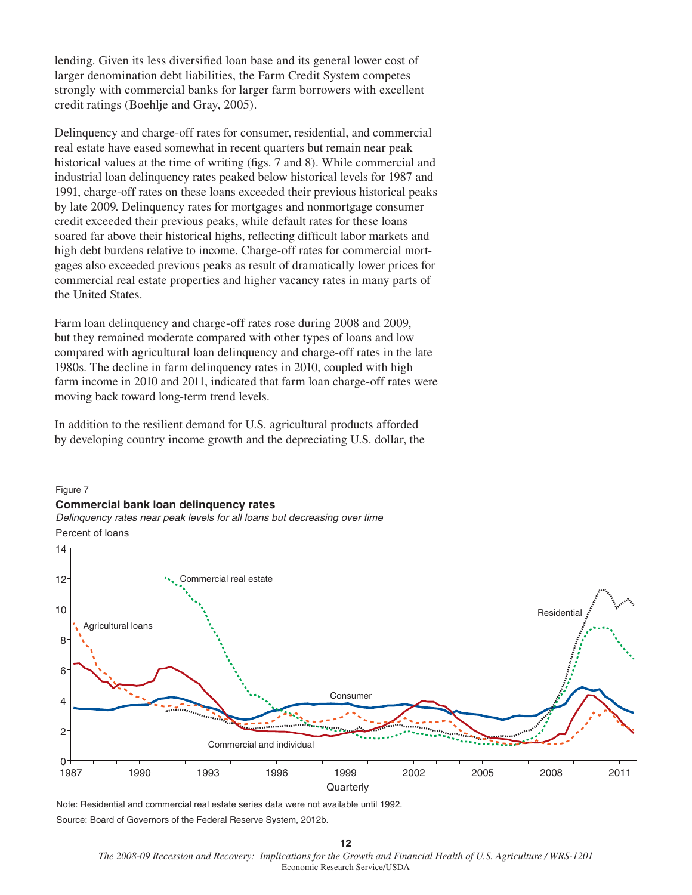lending. Given its less diversified loan base and its general lower cost of larger denomination debt liabilities, the Farm Credit System competes strongly with commercial banks for larger farm borrowers with excellent credit ratings (Boehlje and Gray, 2005).

Delinquency and charge-off rates for consumer, residential, and commercial real estate have eased somewhat in recent quarters but remain near peak historical values at the time of writing (figs. 7 and 8). While commercial and industrial loan delinquency rates peaked below historical levels for 1987 and 1991, charge-off rates on these loans exceeded their previous historical peaks by late 2009. Delinquency rates for mortgages and nonmortgage consumer credit exceeded their previous peaks, while default rates for these loans soared far above their historical highs, reflecting difficult labor markets and high debt burdens relative to income. Charge-off rates for commercial mortgages also exceeded previous peaks as result of dramatically lower prices for commercial real estate properties and higher vacancy rates in many parts of the United States.

Farm loan delinquency and charge-off rates rose during 2008 and 2009, but they remained moderate compared with other types of loans and low compared with agricultural loan delinquency and charge-off rates in the late 1980s. The decline in farm delinquency rates in 2010, coupled with high farm income in 2010 and 2011, indicated that farm loan charge-off rates were moving back toward long-term trend levels.

In addition to the resilient demand for U.S. agricultural products afforded by developing country income growth and the depreciating U.S. dollar, the

Figure 7

**Commercial bank loan delinquency rates**

*Delinquency rates near peak levels for all loans but decreasing over time*

Percent of loans

Note: Residential and commercial real estate series data were not available until 1992.

Source: Board of Governors of the Federal Reserve System, 2012b.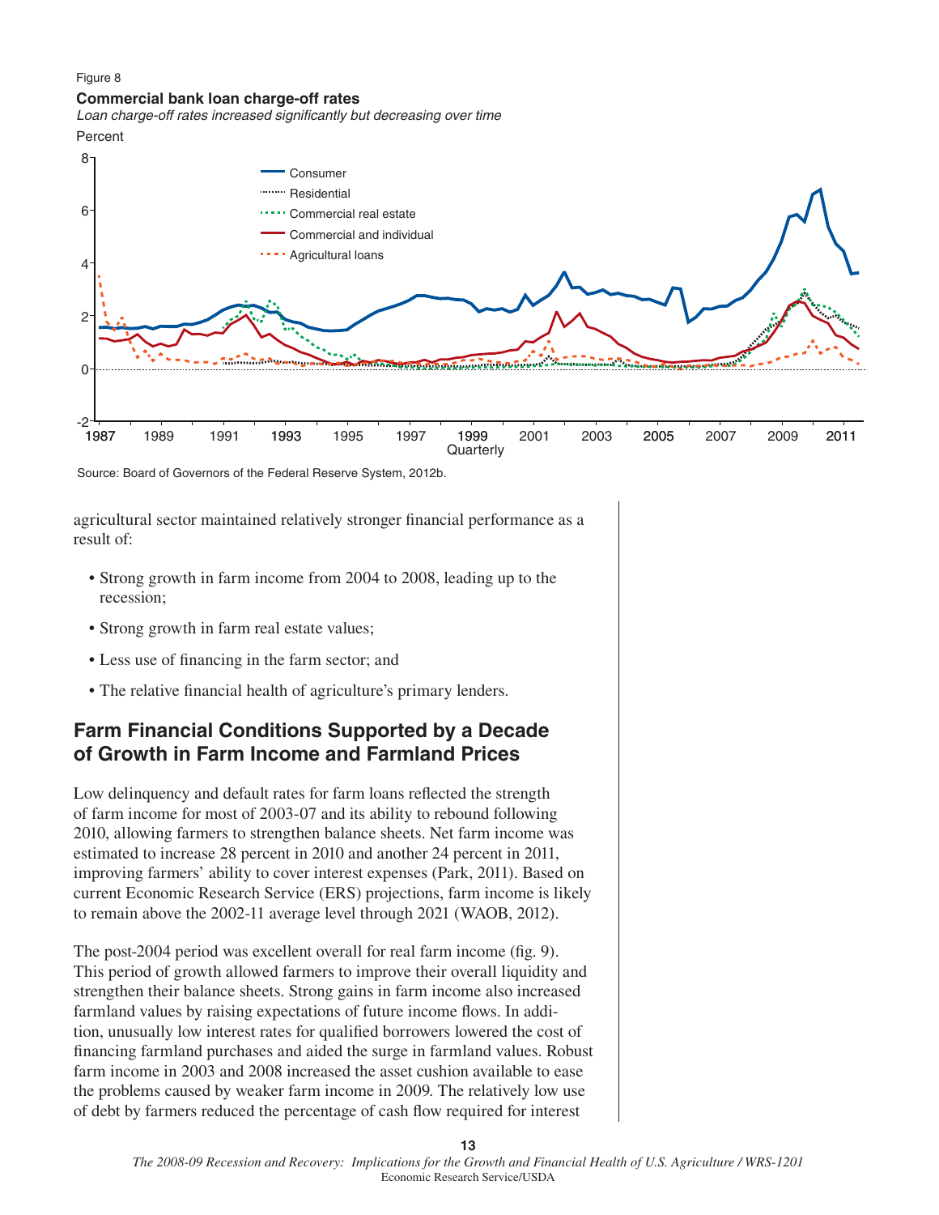Figure 8

**Commercial bank loan charge-off rates**

*Loan charge-off rates increased significantly but decreasing over time*

Source: Board of Governors of the Federal Reserve System, 2012b.

agricultural sector maintained relatively stronger financial performance as a result of:

- Strong growth in farm income from 2004 to 2008, leading up to the recession;
- Strong growth in farm real estate values;
- Less use of financing in the farm sector; and
- The relative financial health of agriculture's primary lenders.

## Farm Financial Conditions Supported by a Decade of Growth in Farm Income and Farmland Prices

Low delinquency and default rates for farm loans reflected the strength of farm income for most of 2003-07 and its ability to rebound following 2010, allowing farmers to strengthen balance sheets. Net farm income was estimated to increase 28 percent in 2010 and another 24 percent in 2011, improving farmers' ability to cover interest expenses (Park, 2011). Based on current Economic Research Service (ERS) projections, farm income is likely to remain above the 2002-11 average level through 2021 (WAOB, 2012).

The post-2004 period was excellent overall for real farm income (fig. 9). This period of growth allowed farmers to improve their overall liquidity and strengthen their balance sheets. Strong gains in farm income also increased farmland values by raising expectations of future income flows. In addition, unusually low interest rates for qualified borrowers lowered the cost of financing farmland purchases and aided the surge in farmland values. Robust farm income in 2003 and 2008 increased the asset cushion available to ease the problems caused by weaker farm income in 2009. The relatively low use of debt by farmers reduced the percentage of cash flow required for interest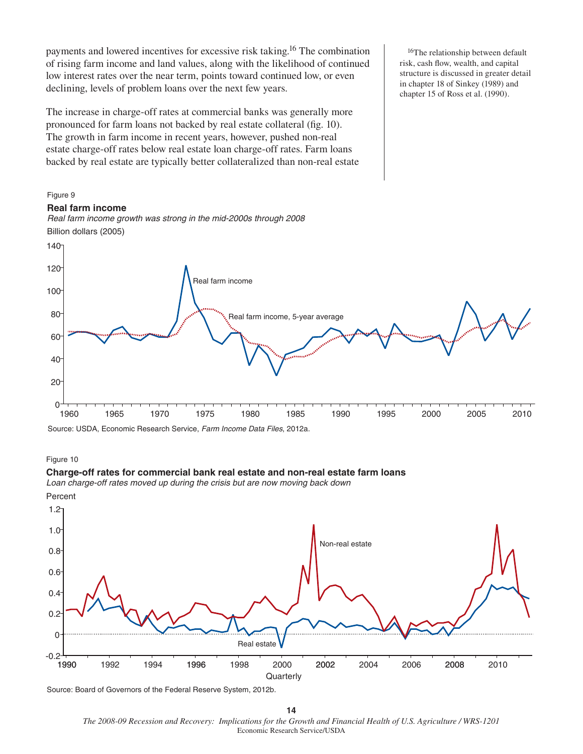payments and lowered incentives for excessive risk taking.[16] The combination of rising farm income and land values, along with the likelihood of continued low interest rates over the near term, points toward continued low, or even declining, levels of problem loans over the next few years.

The increase in charge-off rates at commercial banks was generally more pronounced for farm loans not backed by real estate collateral (fig. 10). The growth in farm income in recent years, however, pushed non-real estate charge-off rates below real estate loan charge-off rates. Farm loans backed by real estate are typically better collateralized than non-real estate

[16] The relationship between default risk, cash flow, wealth, and capital structure is discussed in greater detail in chapter 18 of Sinkey (1989) and chapter 15 of Ross et al. (1990).

Figure 9

**Real farm income**

*Real farm income growth was strong in the mid-2000s through 2008*

Billion dollars (2005)

Source: USDA, Economic Research Service, *Farm Income Data Files*, 2012a.

Figure 10

**Charge-off rates for commercial bank real estate and non-real estate farm loans**

*Loan charge-off rates moved up during the crisis but are now moving back down*

Percent

Source: Board of Governors of the Federal Reserve System, 2012b.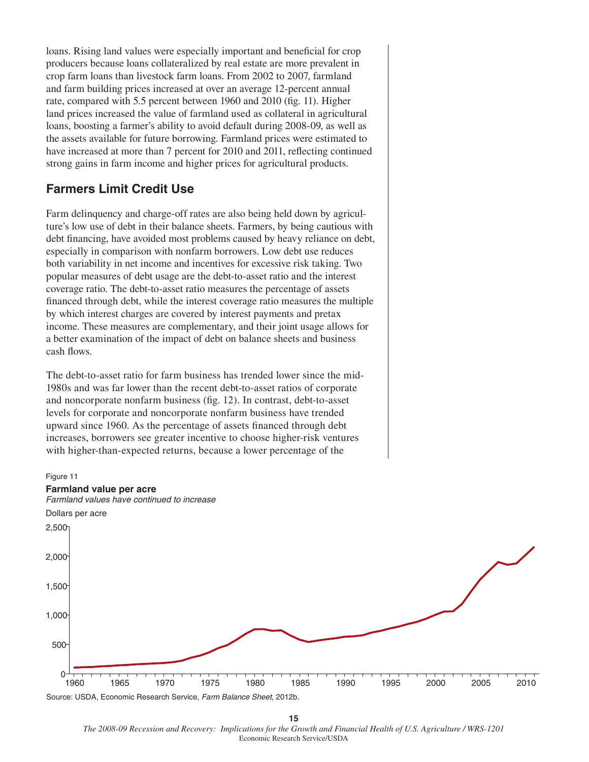loans. Rising land values were especially important and beneficial for crop producers because loans collateralized by real estate are more prevalent in crop farm loans than livestock farm loans. From 2002 to 2007, farmland and farm building prices increased at over an average 12-percent annual rate, compared with 5.5 percent between 1960 and 2010 (fig. 11). Higher land prices increased the value of farmland used as collateral in agricultural loans, boosting a farmer's ability to avoid default during 2008-09, as well as the assets available for future borrowing. Farmland prices were estimated to have increased at more than 7 percent for 2010 and 2011, reflecting continued strong gains in farm income and higher prices for agricultural products.

## Farmers Limit Credit Use

Farm delinquency and charge-off rates are also being held down by agriculture's low use of debt in their balance sheets. Farmers, by being cautious with debt financing, have avoided most problems caused by heavy reliance on debt, especially in comparison with nonfarm borrowers. Low debt use reduces both variability in net income and incentives for excessive risk taking. Two popular measures of debt usage are the debt-to-asset ratio and the interest coverage ratio. The debt-to-asset ratio measures the percentage of assets financed through debt, while the interest coverage ratio measures the multiple by which interest charges are covered by interest payments and pretax income. These measures are complementary, and their joint usage allows for a better examination of the impact of debt on balance sheets and business cash flows.

The debt-to-asset ratio for farm business has trended lower since the mid-1980s and was far lower than the recent debt-to-asset ratios of corporate and noncorporate nonfarm business (fig. 12). In contrast, debt-to-asset levels for corporate and noncorporate nonfarm business have trended upward since 1960. As the percentage of assets financed through debt increases, borrowers see greater incentive to choose higher-risk ventures with higher-than-expected returns, because a lower percentage of the

Figure 11

**Farmland value per acre**

*Farmland values have continued to increase*

Dollars per acre

Source: USDA, Economic Research Service, *Farm Balance Sheet*, 2012b.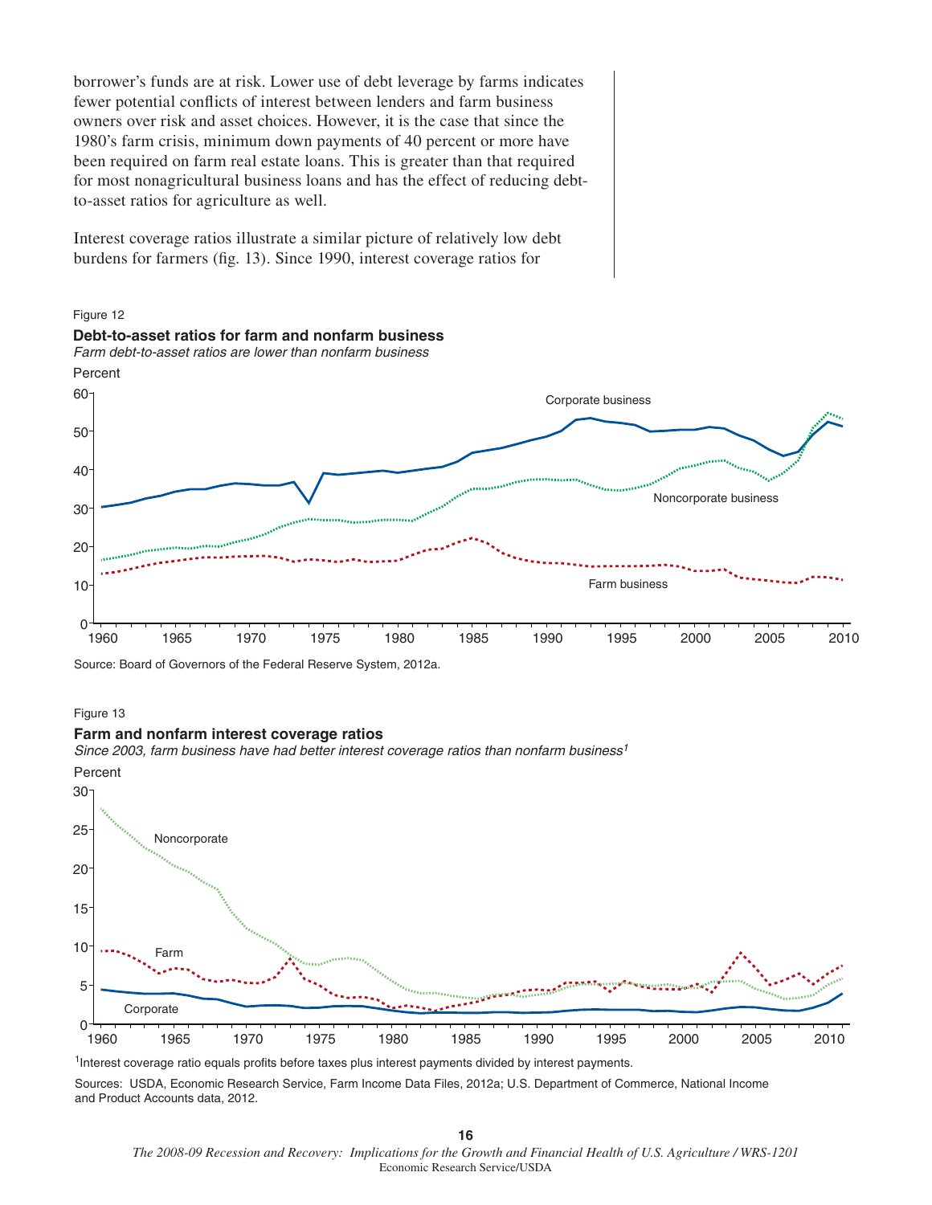borrower's funds are at risk. Lower use of debt leverage by farms indicates fewer potential conflicts of interest between lenders and farm business owners over risk and asset choices. However, it is the case that since the 1980's farm crisis, minimum down payments of 40 percent or more have been required on farm real estate loans. This is greater than that required for most nonagricultural business loans and has the effect of reducing debt-to-asset ratios for agriculture as well.

Interest coverage ratios illustrate a similar picture of relatively low debt burdens for farmers (fig. 13). Since 1990, interest coverage ratios for

Figure 12

**Debt-to-asset ratios for farm and nonfarm business**

*Farm debt-to-asset ratios are lower than nonfarm business*

Source: Board of Governors of the Federal Reserve System, 2012a.

Figure 13

**Farm and nonfarm interest coverage ratios**

*Since 2003, farm business have had better interest coverage ratios than nonfarm business[1]*

[1]Interest coverage ratio equals profits before taxes plus interest payments divided by interest payments.

Sources: USDA, Economic Research Service, Farm Income Data Files, 2012a; U.S. Department of Commerce, National Income and Product Accounts data, 2012.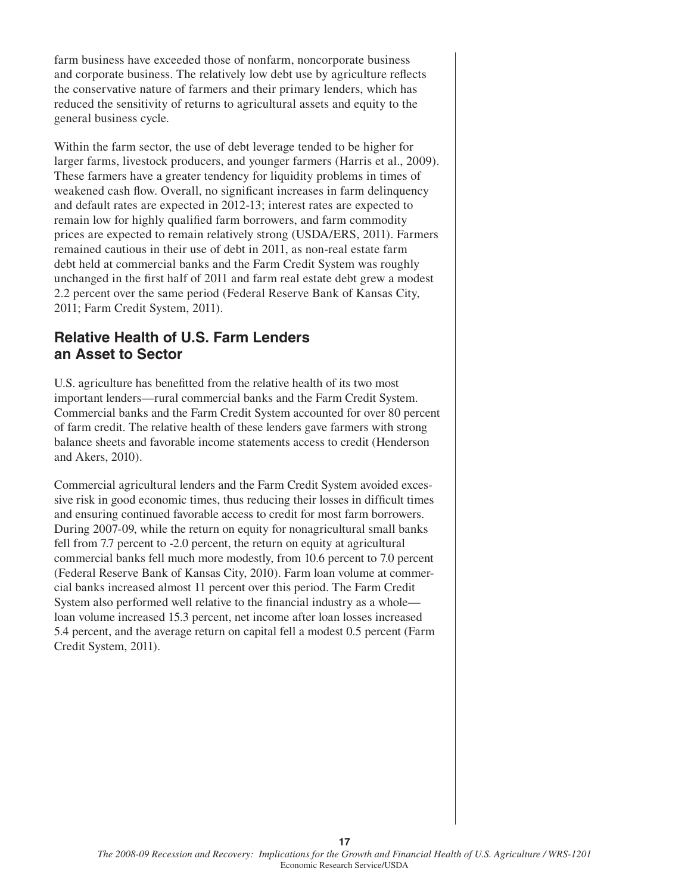farm business have exceeded those of nonfarm, noncorporate business and corporate business. The relatively low debt use by agriculture reflects the conservative nature of farmers and their primary lenders, which has reduced the sensitivity of returns to agricultural assets and equity to the general business cycle.

Within the farm sector, the use of debt leverage tended to be higher for larger farms, livestock producers, and younger farmers (Harris et al., 2009). These farmers have a greater tendency for liquidity problems in times of weakened cash flow. Overall, no significant increases in farm delinquency and default rates are expected in 2012-13; interest rates are expected to remain low for highly qualified farm borrowers, and farm commodity prices are expected to remain relatively strong (USDA/ERS, 2011). Farmers remained cautious in their use of debt in 2011, as non-real estate farm debt held at commercial banks and the Farm Credit System was roughly unchanged in the first half of 2011 and farm real estate debt grew a modest 2.2 percent over the same period (Federal Reserve Bank of Kansas City, 2011; Farm Credit System, 2011).

## Relative Health of U.S. Farm Lenders an Asset to Sector

U.S. agriculture has benefitted from the relative health of its two most important lenders—rural commercial banks and the Farm Credit System. Commercial banks and the Farm Credit System accounted for over 80 percent of farm credit. The relative health of these lenders gave farmers with strong balance sheets and favorable income statements access to credit (Henderson and Akers, 2010).

Commercial agricultural lenders and the Farm Credit System avoided excessive risk in good economic times, thus reducing their losses in difficult times and ensuring continued favorable access to credit for most farm borrowers. During 2007-09, while the return on equity for nonagricultural small banks fell from 7.7 percent to -2.0 percent, the return on equity at agricultural commercial banks fell much more modestly, from 10.6 percent to 7.0 percent (Federal Reserve Bank of Kansas City, 2010). Farm loan volume at commercial banks increased almost 11 percent over this period. The Farm Credit System also performed well relative to the financial industry as a whole—loan volume increased 15.3 percent, net income after loan losses increased 5.4 percent, and the average return on capital fell a modest 0.5 percent (Farm Credit System, 2011).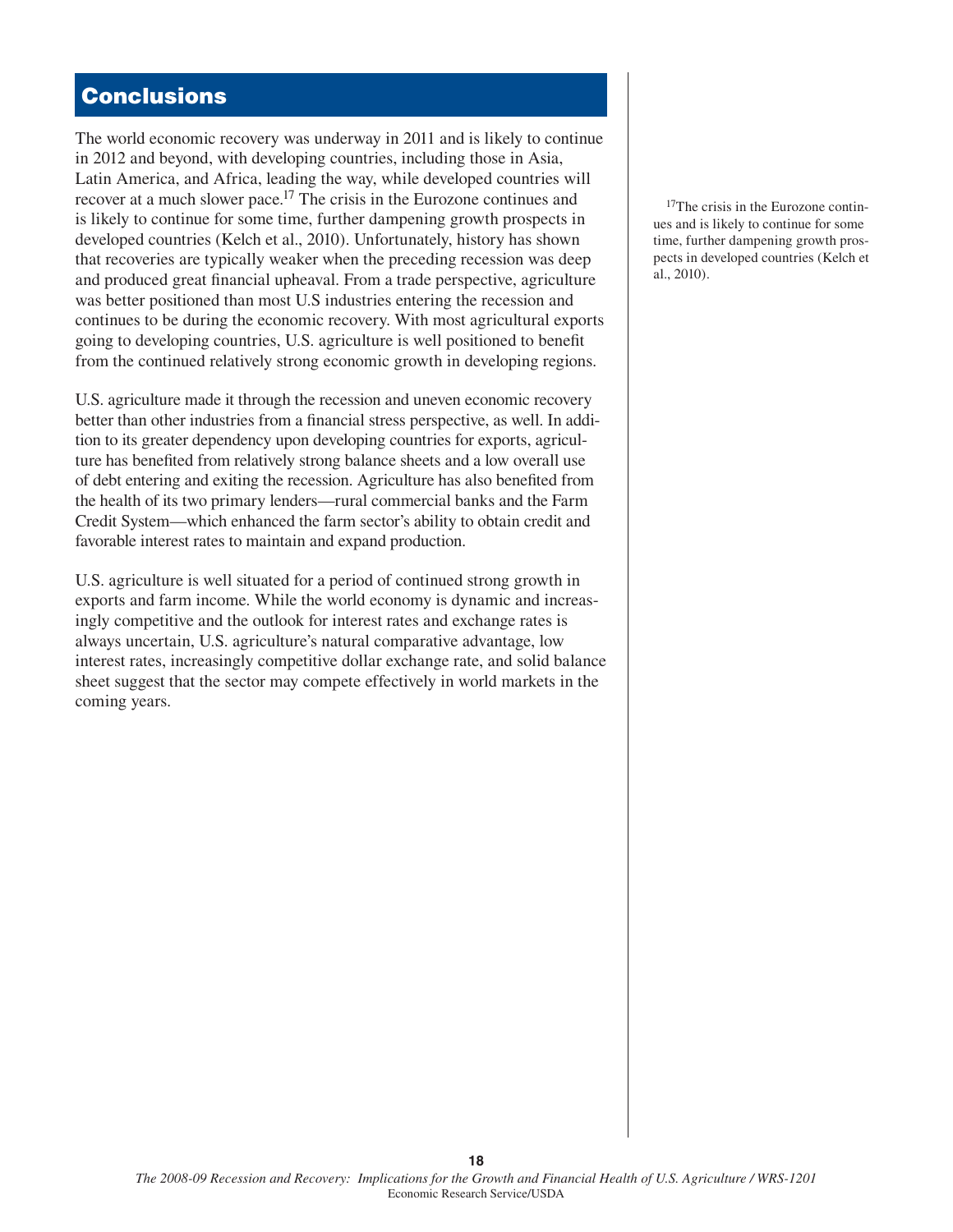## Conclusions

The world economic recovery was underway in 2011 and is likely to continue in 2012 and beyond, with developing countries, including those in Asia, Latin America, and Africa, leading the way, while developed countries will recover at a much slower pace.[17] The crisis in the Eurozone continues and is likely to continue for some time, further dampening growth prospects in developed countries (Kelch et al., 2010). Unfortunately, history has shown that recoveries are typically weaker when the preceding recession was deep and produced great financial upheaval. From a trade perspective, agriculture was better positioned than most U.S industries entering the recession and continues to be during the economic recovery. With most agricultural exports going to developing countries, U.S. agriculture is well positioned to benefit from the continued relatively strong economic growth in developing regions.

U.S. agriculture made it through the recession and uneven economic recovery better than other industries from a financial stress perspective, as well. In addition to its greater dependency upon developing countries for exports, agriculture has benefited from relatively strong balance sheets and a low overall use of debt entering and exiting the recession. Agriculture has also benefited from the health of its two primary lenders—rural commercial banks and the Farm Credit System—which enhanced the farm sector's ability to obtain credit and favorable interest rates to maintain and expand production.

U.S. agriculture is well situated for a period of continued strong growth in exports and farm income. While the world economy is dynamic and increasingly competitive and the outlook for interest rates and exchange rates is always uncertain, U.S. agriculture's natural comparative advantage, low interest rates, increasingly competitive dollar exchange rate, and solid balance sheet suggest that the sector may compete effectively in world markets in the coming years.

[17]The crisis in the Eurozone continues and is likely to continue for some time, further dampening growth prospects in developed countries (Kelch et al., 2010).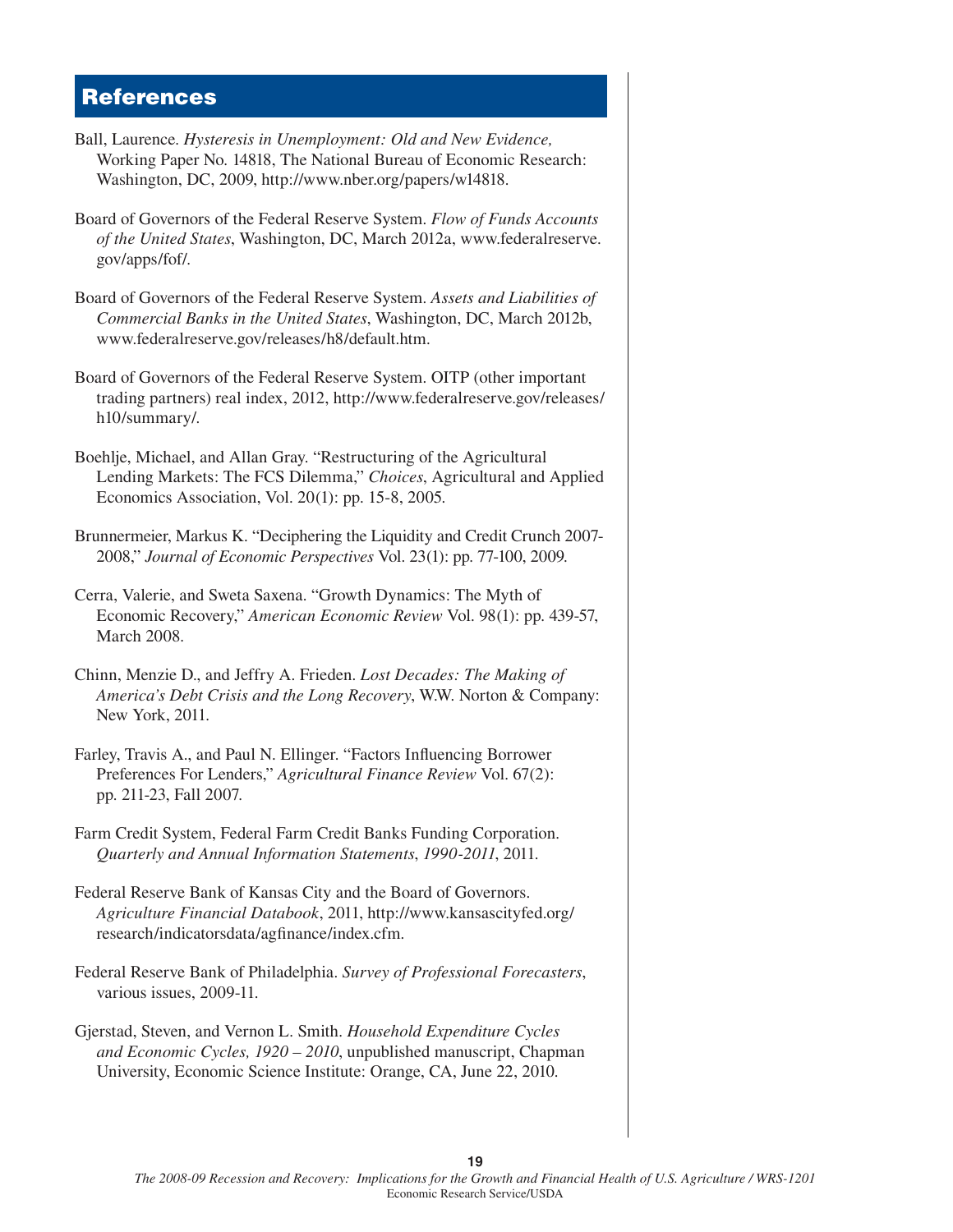## References

Ball, Laurence. *Hysteresis in Unemployment: Old and New Evidence,* Working Paper No. 14818, The National Bureau of Economic Research: Washington, DC, 2009, http://www.nber.org/papers/w14818.

Board of Governors of the Federal Reserve System. *Flow of Funds Accounts of the United States*, Washington, DC, March 2012a, www.federalreserve.gov/apps/fof/.

Board of Governors of the Federal Reserve System. *Assets and Liabilities of Commercial Banks in the United States*, Washington, DC, March 2012b, www.federalreserve.gov/releases/h8/default.htm.

Board of Governors of the Federal Reserve System. OITP (other important trading partners) real index, 2012, http://www.federalreserve.gov/releases/h10/summary/.

Boehlje, Michael, and Allan Gray. "Restructuring of the Agricultural Lending Markets: The FCS Dilemma," *Choices*, Agricultural and Applied Economics Association, Vol. 20(1): pp. 15-8, 2005.

Brunnermeier, Markus K. "Deciphering the Liquidity and Credit Crunch 2007-2008," *Journal of Economic Perspectives* Vol. 23(1): pp. 77-100, 2009.

Cerra, Valerie, and Sweta Saxena. "Growth Dynamics: The Myth of Economic Recovery," *American Economic Review* Vol. 98(1): pp. 439-57, March 2008.

Chinn, Menzie D., and Jeffry A. Frieden. *Lost Decades: The Making of America's Debt Crisis and the Long Recovery*, W.W. Norton & Company: New York, 2011.

Farley, Travis A., and Paul N. Ellinger. "Factors Influencing Borrower Preferences For Lenders," *Agricultural Finance Review* Vol. 67(2): pp. 211-23, Fall 2007.

Farm Credit System, Federal Farm Credit Banks Funding Corporation. *Quarterly and Annual Information Statements*, *1990-2011*, 2011.

Federal Reserve Bank of Kansas City and the Board of Governors. *Agriculture Financial Databook*, 2011, http://www.kansascityfed.org/research/indicatorsdata/agfinance/index.cfm.

Federal Reserve Bank of Philadelphia. *Survey of Professional Forecasters*, various issues, 2009-11.

Gjerstad, Steven, and Vernon L. Smith. *Household Expenditure Cycles and Economic Cycles, 1920 – 2010*, unpublished manuscript, Chapman University, Economic Science Institute: Orange, CA, June 22, 2010.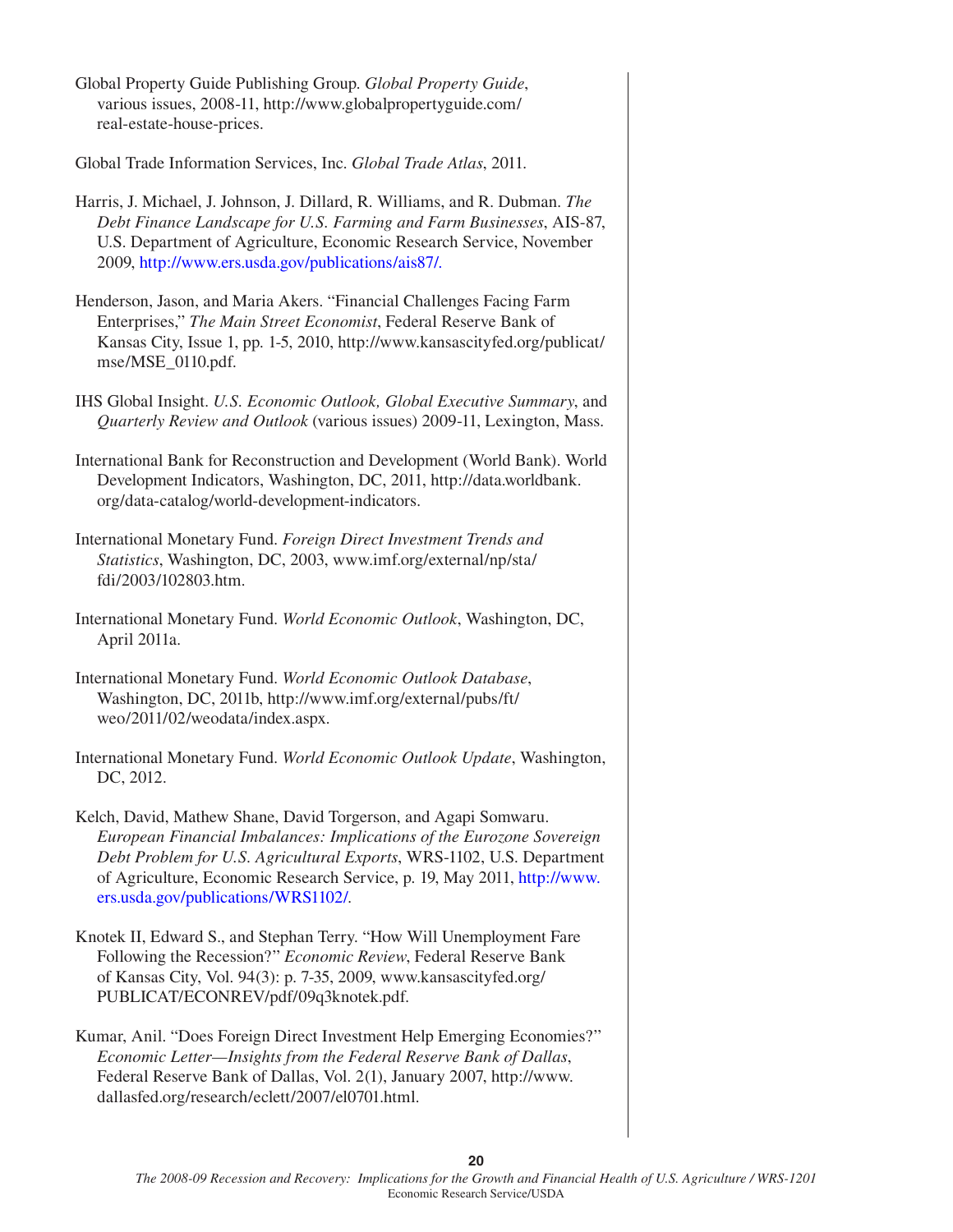Global Property Guide Publishing Group. *Global Property Guide*, various issues, 2008-11, http://www.globalpropertyguide.com/real-estate-house-prices.

Global Trade Information Services, Inc. *Global Trade Atlas*, 2011.

Harris, J. Michael, J. Johnson, J. Dillard, R. Williams, and R. Dubman. *The Debt Finance Landscape for U.S. Farming and Farm Businesses*, AIS-87, U.S. Department of Agriculture, Economic Research Service, November 2009, http://www.ers.usda.gov/publications/ais87/.

Henderson, Jason, and Maria Akers. "Financial Challenges Facing Farm Enterprises," *The Main Street Economist*, Federal Reserve Bank of Kansas City, Issue 1, pp. 1-5, 2010, http://www.kansascityfed.org/publicat/mse/MSE_0110.pdf.

IHS Global Insight. *U.S. Economic Outlook, Global Executive Summary*, and *Quarterly Review and Outlook* (various issues) 2009-11, Lexington, Mass.

International Bank for Reconstruction and Development (World Bank). World Development Indicators, Washington, DC, 2011, http://data.worldbank.org/data-catalog/world-development-indicators.

International Monetary Fund. *Foreign Direct Investment Trends and Statistics*, Washington, DC, 2003, www.imf.org/external/np/sta/fdi/2003/102803.htm.

International Monetary Fund. *World Economic Outlook*, Washington, DC, April 2011a.

International Monetary Fund. *World Economic Outlook Database*, Washington, DC, 2011b, http://www.imf.org/external/pubs/ft/weo/2011/02/weodata/index.aspx.

International Monetary Fund. *World Economic Outlook Update*, Washington, DC, 2012.

Kelch, David, Mathew Shane, David Torgerson, and Agapi Somwaru. *European Financial Imbalances: Implications of the Eurozone Sovereign Debt Problem for U.S. Agricultural Exports*, WRS-1102, U.S. Department of Agriculture, Economic Research Service, p. 19, May 2011, http://www.ers.usda.gov/publications/WRS1102/.

Knotek II, Edward S., and Stephan Terry. "How Will Unemployment Fare Following the Recession?" *Economic Review*, Federal Reserve Bank of Kansas City, Vol. 94(3): p. 7-35, 2009, www.kansascityfed.org/PUBLICAT/ECONREV/pdf/09q3knotek.pdf.

Kumar, Anil. "Does Foreign Direct Investment Help Emerging Economies?" *Economic Letter—Insights from the Federal Reserve Bank of Dallas*, Federal Reserve Bank of Dallas, Vol. 2(1), January 2007, http://www.dallasfed.org/research/eclett/2007/el0701.html.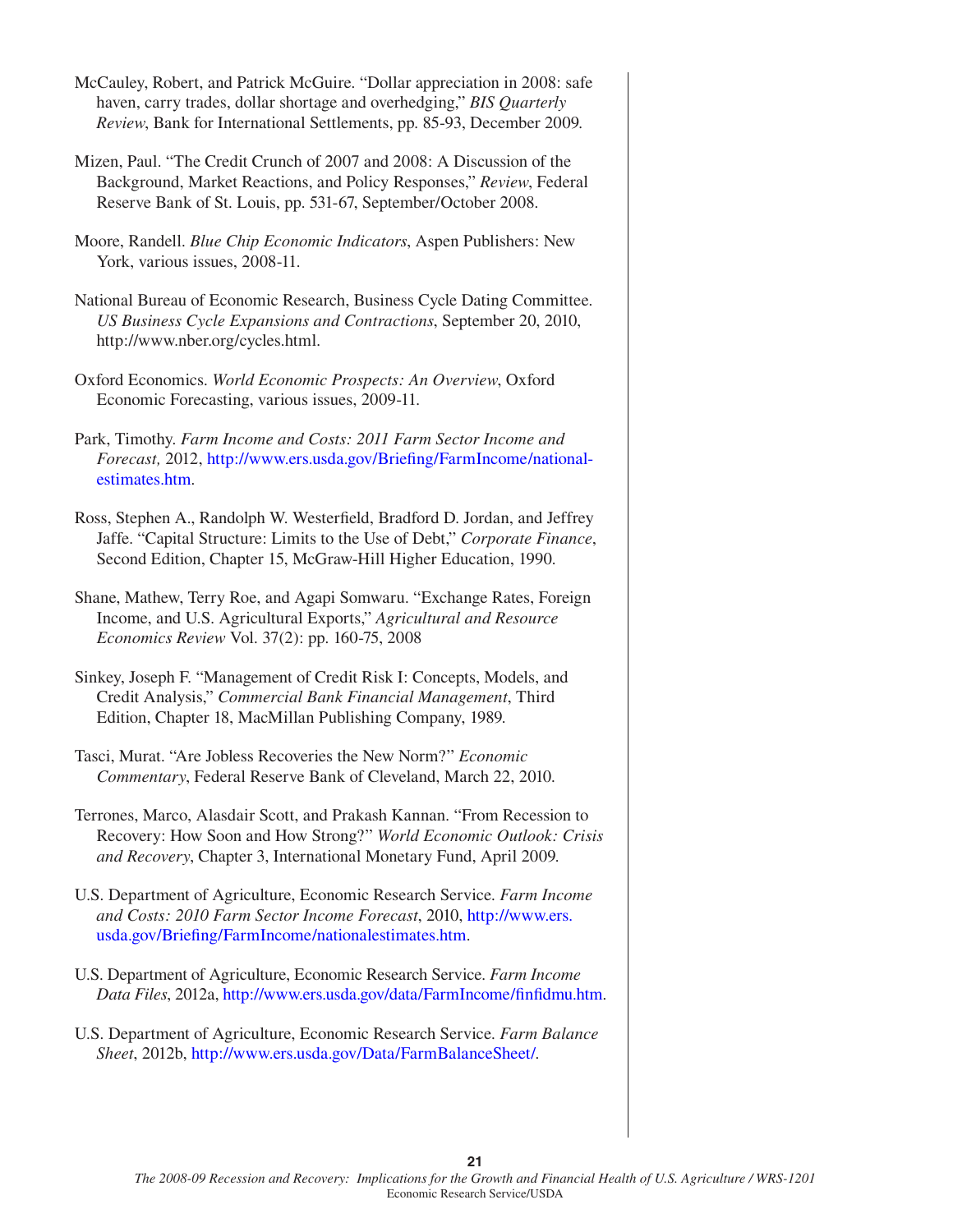McCauley, Robert, and Patrick McGuire. "Dollar appreciation in 2008: safe haven, carry trades, dollar shortage and overhedging," *BIS Quarterly Review*, Bank for International Settlements, pp. 85-93, December 2009.

Mizen, Paul. "The Credit Crunch of 2007 and 2008: A Discussion of the Background, Market Reactions, and Policy Responses," *Review*, Federal Reserve Bank of St. Louis, pp. 531-67, September/October 2008.

Moore, Randell. *Blue Chip Economic Indicators*, Aspen Publishers: New York, various issues, 2008-11.

National Bureau of Economic Research, Business Cycle Dating Committee. *US Business Cycle Expansions and Contractions*, September 20, 2010, http://www.nber.org/cycles.html.

Oxford Economics. *World Economic Prospects: An Overview*, Oxford Economic Forecasting, various issues, 2009-11.

Park, Timothy. *Farm Income and Costs: 2011 Farm Sector Income and Forecast,* 2012, http://www.ers.usda.gov/Briefing/FarmIncome/nationalestimates.htm.

Ross, Stephen A., Randolph W. Westerfield, Bradford D. Jordan, and Jeffrey Jaffe. "Capital Structure: Limits to the Use of Debt," *Corporate Finance*, Second Edition, Chapter 15, McGraw-Hill Higher Education, 1990.

Shane, Mathew, Terry Roe, and Agapi Somwaru. "Exchange Rates, Foreign Income, and U.S. Agricultural Exports," *Agricultural and Resource Economics Review* Vol. 37(2): pp. 160-75, 2008

Sinkey, Joseph F. "Management of Credit Risk I: Concepts, Models, and Credit Analysis," *Commercial Bank Financial Management*, Third Edition, Chapter 18, MacMillan Publishing Company, 1989.

Tasci, Murat. "Are Jobless Recoveries the New Norm?" *Economic Commentary*, Federal Reserve Bank of Cleveland, March 22, 2010.

Terrones, Marco, Alasdair Scott, and Prakash Kannan. "From Recession to Recovery: How Soon and How Strong?" *World Economic Outlook: Crisis and Recovery*, Chapter 3, International Monetary Fund, April 2009.

U.S. Department of Agriculture, Economic Research Service. *Farm Income and Costs: 2010 Farm Sector Income Forecast*, 2010, http://www.ers.usda.gov/Briefing/FarmIncome/nationalestimates.htm.

U.S. Department of Agriculture, Economic Research Service. *Farm Income Data Files*, 2012a, http://www.ers.usda.gov/data/FarmIncome/finfidmu.htm.

U.S. Department of Agriculture, Economic Research Service. *Farm Balance Sheet*, 2012b, http://www.ers.usda.gov/Data/FarmBalanceSheet/.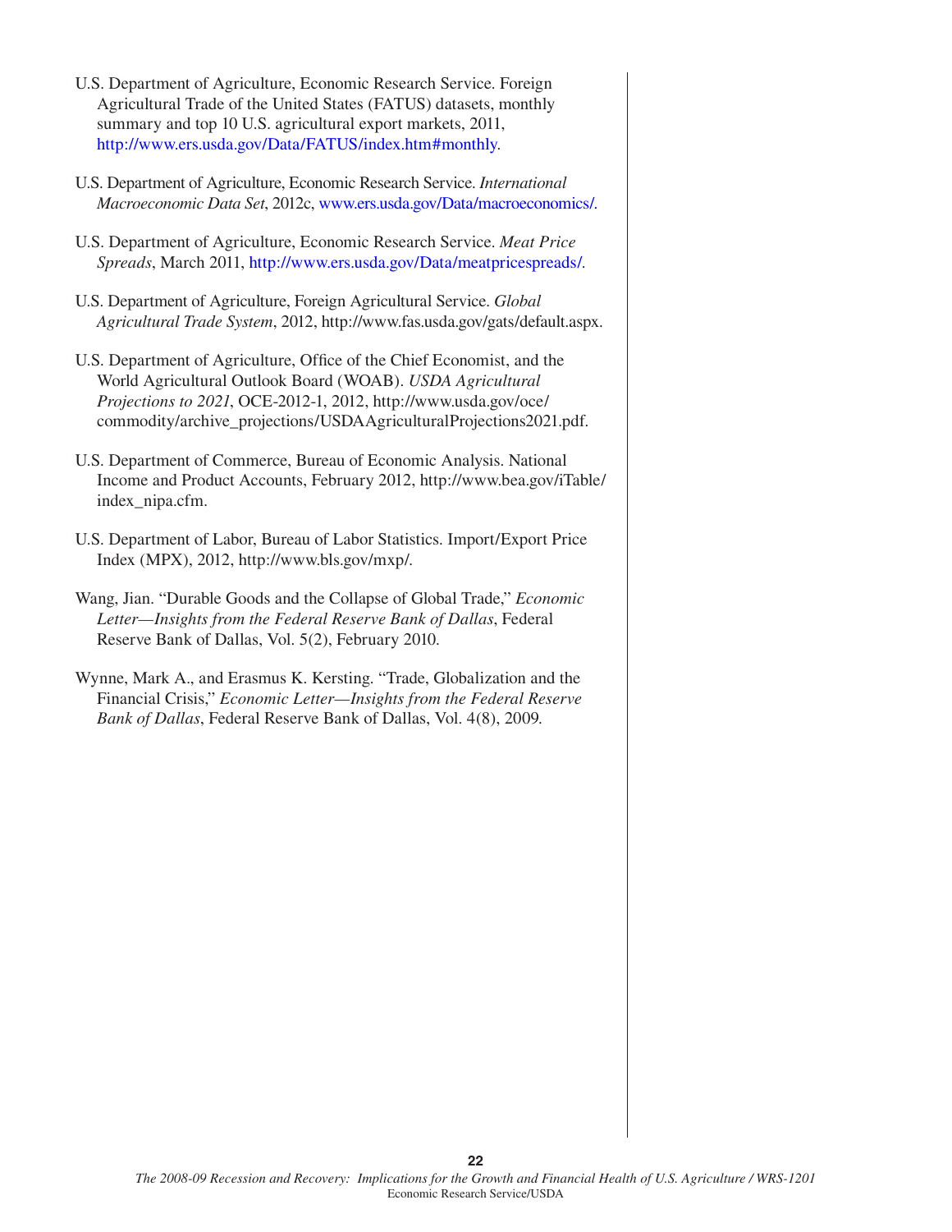U.S. Department of Agriculture, Economic Research Service. Foreign Agricultural Trade of the United States (FATUS) datasets, monthly summary and top 10 U.S. agricultural export markets, 2011, http://www.ers.usda.gov/Data/FATUS/index.htm#monthly.

U.S. Department of Agriculture, Economic Research Service. *International Macroeconomic Data Set*, 2012c, www.ers.usda.gov/Data/macroeconomics/.

U.S. Department of Agriculture, Economic Research Service. *Meat Price Spreads*, March 2011, http://www.ers.usda.gov/Data/meatpricespreads/.

U.S. Department of Agriculture, Foreign Agricultural Service. *Global Agricultural Trade System*, 2012, http://www.fas.usda.gov/gats/default.aspx.

U.S. Department of Agriculture, Office of the Chief Economist, and the World Agricultural Outlook Board (WOAB). *USDA Agricultural Projections to 2021*, OCE-2012-1, 2012, http://www.usda.gov/oce/commodity/archive_projections/USDAAgriculturalProjections2021.pdf.

U.S. Department of Commerce, Bureau of Economic Analysis. National Income and Product Accounts, February 2012, http://www.bea.gov/iTable/index_nipa.cfm.

U.S. Department of Labor, Bureau of Labor Statistics. Import/Export Price Index (MPX), 2012, http://www.bls.gov/mxp/.

Wang, Jian. "Durable Goods and the Collapse of Global Trade," *Economic Letter—Insights from the Federal Reserve Bank of Dallas*, Federal Reserve Bank of Dallas, Vol. 5(2), February 2010.

Wynne, Mark A., and Erasmus K. Kersting. "Trade, Globalization and the Financial Crisis," *Economic Letter—Insights from the Federal Reserve Bank of Dallas*, Federal Reserve Bank of Dallas, Vol. 4(8), 2009.